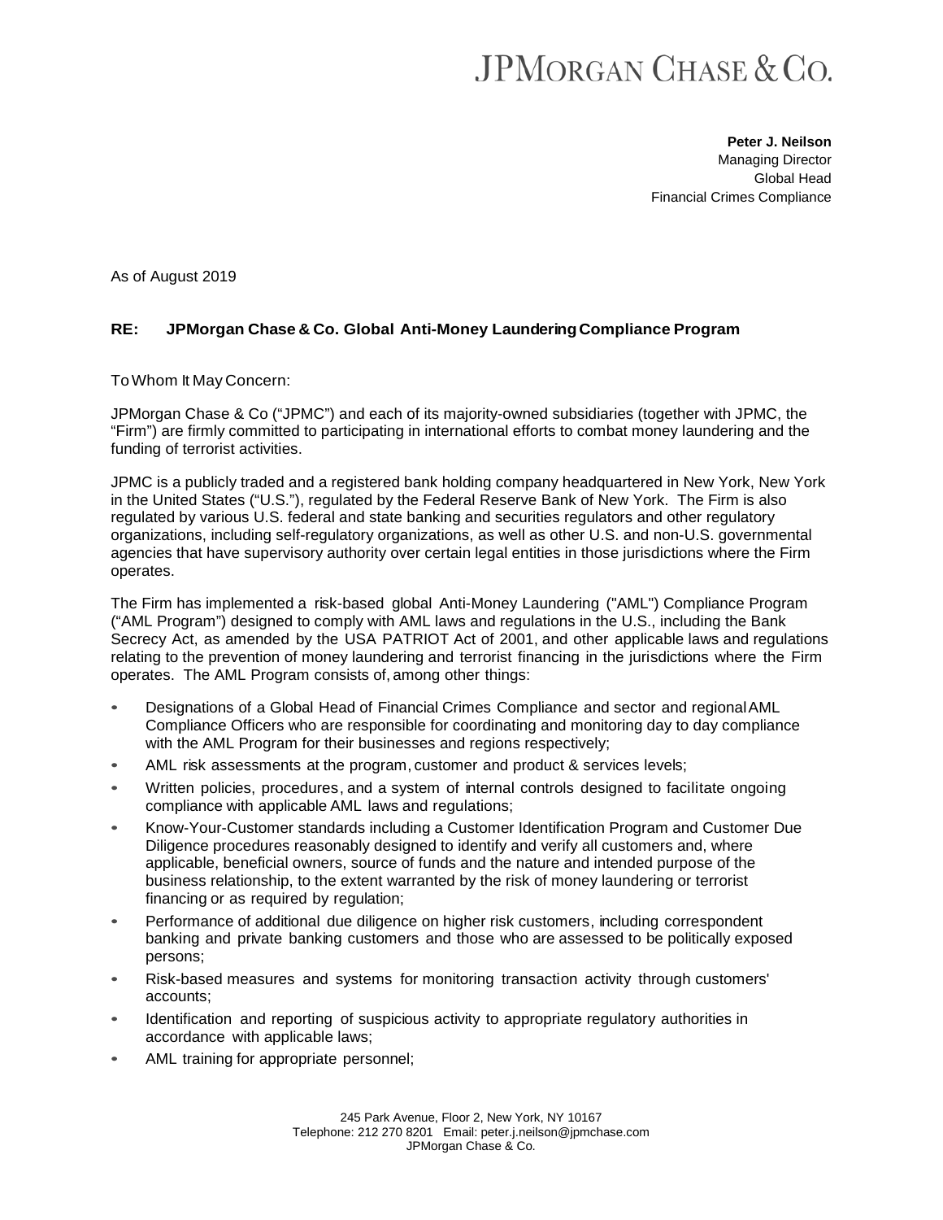JPMORGAN CHASE & CO.

**Peter J. Neilson**
Managing Director
Global Head
Financial Crimes Compliance

As of August 2019

**RE: JPMorgan Chase & Co. Global Anti-Money Laundering Compliance Program**

To Whom It May Concern:

JPMorgan Chase & Co ("JPMC") and each of its majority-owned subsidiaries (together with JPMC, the "Firm") are firmly committed to participating in international efforts to combat money laundering and the funding of terrorist activities.

JPMC is a publicly traded and a registered bank holding company headquartered in New York, New York in the United States ("U.S."), regulated by the Federal Reserve Bank of New York. The Firm is also regulated by various U.S. federal and state banking and securities regulators and other regulatory organizations, including self-regulatory organizations, as well as other U.S. and non-U.S. governmental agencies that have supervisory authority over certain legal entities in those jurisdictions where the Firm operates.

The Firm has implemented a risk-based global Anti-Money Laundering ("AML") Compliance Program ("AML Program") designed to comply with AML laws and regulations in the U.S., including the Bank Secrecy Act, as amended by the USA PATRIOT Act of 2001, and other applicable laws and regulations relating to the prevention of money laundering and terrorist financing in the jurisdictions where the Firm operates. The AML Program consists of, among other things:

- Designations of a Global Head of Financial Crimes Compliance and sector and regional AML Compliance Officers who are responsible for coordinating and monitoring day to day compliance with the AML Program for their businesses and regions respectively;
- AML risk assessments at the program, customer and product & services levels;
- Written policies, procedures, and a system of internal controls designed to facilitate ongoing compliance with applicable AML laws and regulations;
- Know-Your-Customer standards including a Customer Identification Program and Customer Due Diligence procedures reasonably designed to identify and verify all customers and, where applicable, beneficial owners, source of funds and the nature and intended purpose of the business relationship, to the extent warranted by the risk of money laundering or terrorist financing or as required by regulation;
- Performance of additional due diligence on higher risk customers, including correspondent banking and private banking customers and those who are assessed to be politically exposed persons;
- Risk-based measures and systems for monitoring transaction activity through customers' accounts;
- Identification and reporting of suspicious activity to appropriate regulatory authorities in accordance with applicable laws;
- AML training for appropriate personnel;

245 Park Avenue, Floor 2, New York, NY 10167
Telephone: 212 270 8201 Email: peter.j.neilson@jpmchase.com
JPMorgan Chase & Co.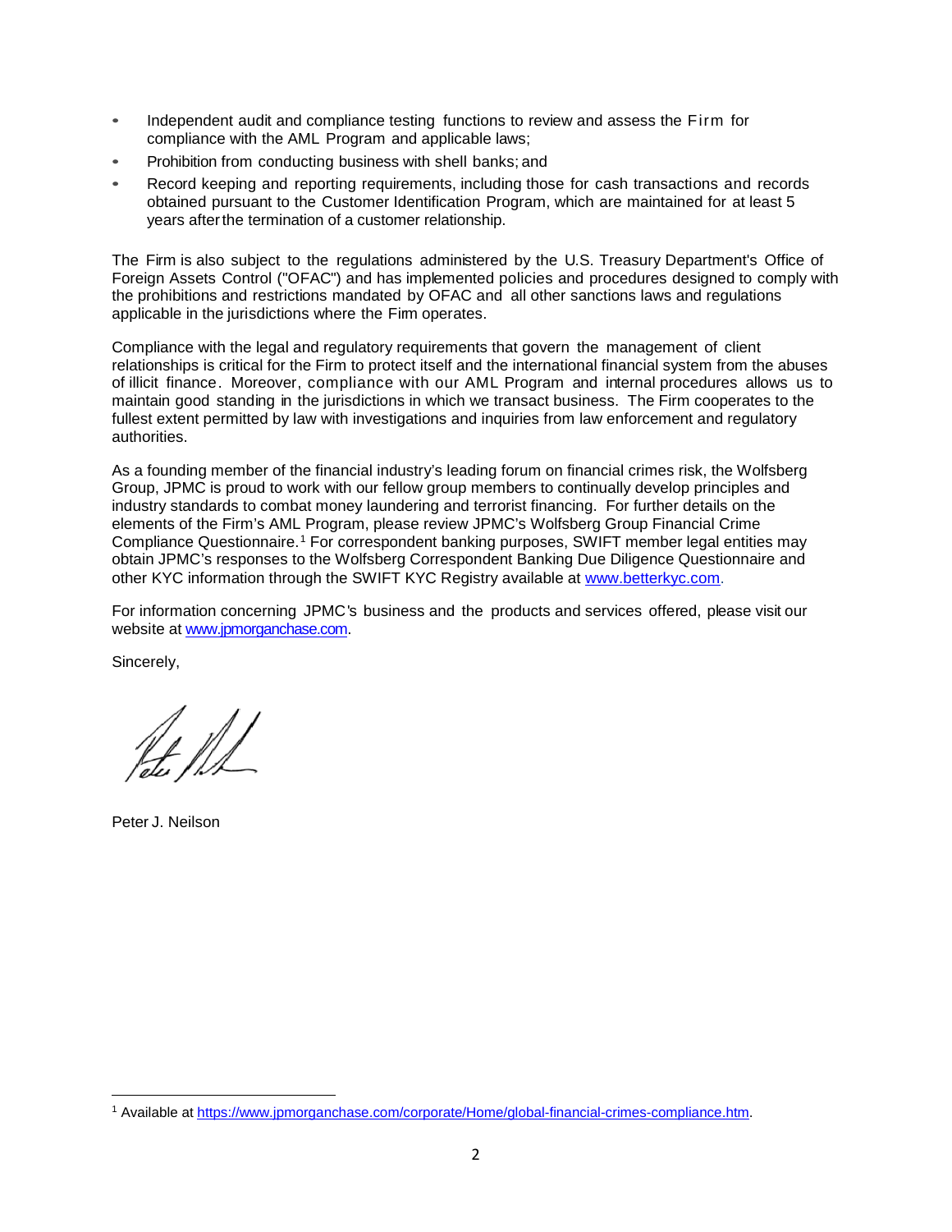- Independent audit and compliance testing functions to review and assess the Firm for compliance with the AML Program and applicable laws;
- Prohibition from conducting business with shell banks; and
- Record keeping and reporting requirements, including those for cash transactions and records obtained pursuant to the Customer Identification Program, which are maintained for at least 5 years after the termination of a customer relationship.

The Firm is also subject to the regulations administered by the U.S. Treasury Department's Office of Foreign Assets Control ("OFAC") and has implemented policies and procedures designed to comply with the prohibitions and restrictions mandated by OFAC and all other sanctions laws and regulations applicable in the jurisdictions where the Firm operates.

Compliance with the legal and regulatory requirements that govern the management of client relationships is critical for the Firm to protect itself and the international financial system from the abuses of illicit finance. Moreover, compliance with our AML Program and internal procedures allows us to maintain good standing in the jurisdictions in which we transact business. The Firm cooperates to the fullest extent permitted by law with investigations and inquiries from law enforcement and regulatory authorities.

As a founding member of the financial industry's leading forum on financial crimes risk, the Wolfsberg Group, JPMC is proud to work with our fellow group members to continually develop principles and industry standards to combat money laundering and terrorist financing. For further details on the elements of the Firm's AML Program, please review JPMC's Wolfsberg Group Financial Crime Compliance Questionnaire.[1] For correspondent banking purposes, SWIFT member legal entities may obtain JPMC's responses to the Wolfsberg Correspondent Banking Due Diligence Questionnaire and other KYC information through the SWIFT KYC Registry available at www.betterkyc.com.

For information concerning JPMC's business and the products and services offered, please visit our website at www.jpmorganchase.com.

Sincerely,

Peter J. Neilson

[1] Available at https://www.jpmorganchase.com/corporate/Home/global-financial-crimes-compliance.htm.